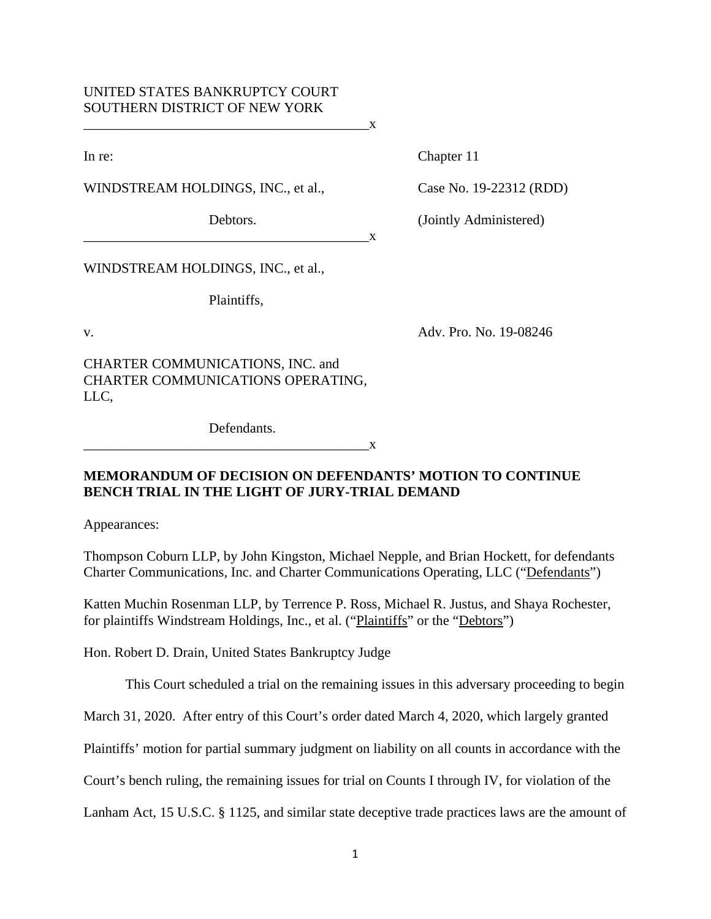UNITED STATES BANKRUPTCY COURT
SOUTHERN DISTRICT OF NEW YORK

---

In re: Chapter 11

WINDSTREAM HOLDINGS, INC., et al., Case No. 19-22312 (RDD)

Debtors. (Jointly Administered)

---

WINDSTREAM HOLDINGS, INC., et al.,

Plaintiffs,

v. Adv. Pro. No. 19-08246

CHARTER COMMUNICATIONS, INC. and CHARTER COMMUNICATIONS OPERATING, LLC,

Defendants.

---

**MEMORANDUM OF DECISION ON DEFENDANTS' MOTION TO CONTINUE BENCH TRIAL IN THE LIGHT OF JURY-TRIAL DEMAND**

Appearances:

Thompson Coburn LLP, by John Kingston, Michael Nepple, and Brian Hockett, for defendants Charter Communications, Inc. and Charter Communications Operating, LLC ("Defendants")

Katten Muchin Rosenman LLP, by Terrence P. Ross, Michael R. Justus, and Shaya Rochester, for plaintiffs Windstream Holdings, Inc., et al. ("Plaintiffs" or the "Debtors")

Hon. Robert D. Drain, United States Bankruptcy Judge

This Court scheduled a trial on the remaining issues in this adversary proceeding to begin March 31, 2020. After entry of this Court's order dated March 4, 2020, which largely granted Plaintiffs' motion for partial summary judgment on liability on all counts in accordance with the Court's bench ruling, the remaining issues for trial on Counts I through IV, for violation of the Lanham Act, 15 U.S.C. § 1125, and similar state deceptive trade practices laws are the amount of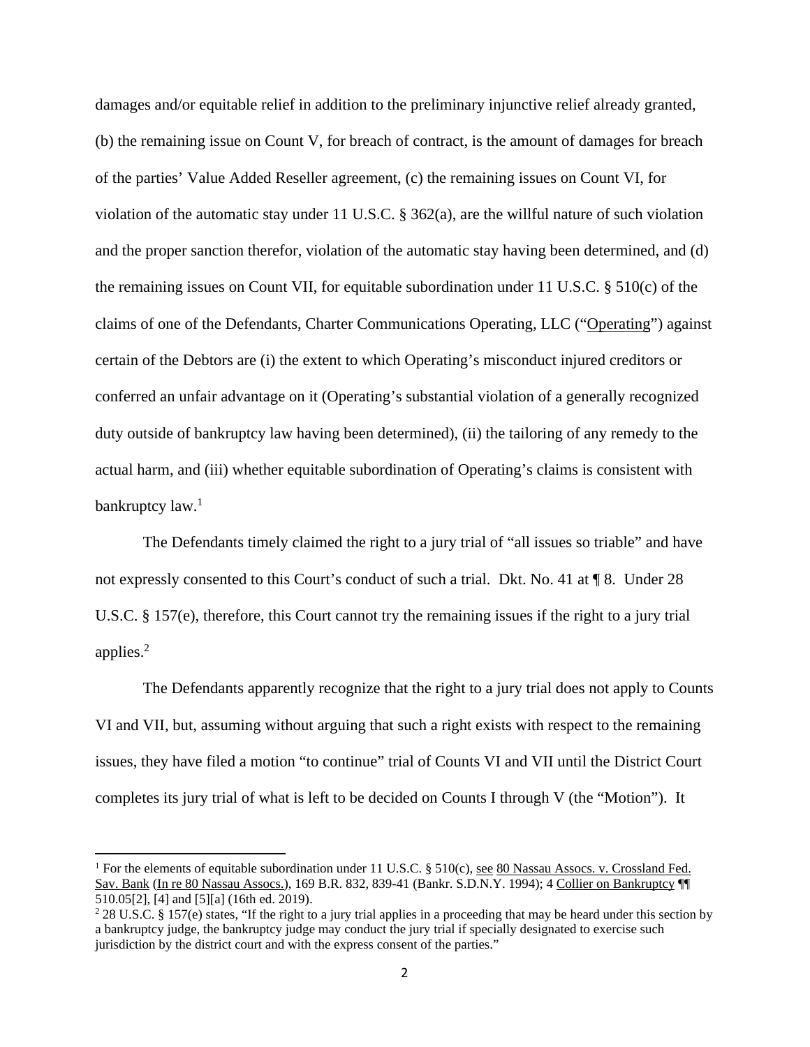damages and/or equitable relief in addition to the preliminary injunctive relief already granted, (b) the remaining issue on Count V, for breach of contract, is the amount of damages for breach of the parties' Value Added Reseller agreement, (c) the remaining issues on Count VI, for violation of the automatic stay under 11 U.S.C. § 362(a), are the willful nature of such violation and the proper sanction therefor, violation of the automatic stay having been determined, and (d) the remaining issues on Count VII, for equitable subordination under 11 U.S.C. § 510(c) of the claims of one of the Defendants, Charter Communications Operating, LLC ("Operating") against certain of the Debtors are (i) the extent to which Operating's misconduct injured creditors or conferred an unfair advantage on it (Operating's substantial violation of a generally recognized duty outside of bankruptcy law having been determined), (ii) the tailoring of any remedy to the actual harm, and (iii) whether equitable subordination of Operating's claims is consistent with bankruptcy law.[1]

The Defendants timely claimed the right to a jury trial of "all issues so triable" and have not expressly consented to this Court's conduct of such a trial. Dkt. No. 41 at ¶ 8. Under 28 U.S.C. § 157(e), therefore, this Court cannot try the remaining issues if the right to a jury trial applies.[2]

The Defendants apparently recognize that the right to a jury trial does not apply to Counts VI and VII, but, assuming without arguing that such a right exists with respect to the remaining issues, they have filed a motion "to continue" trial of Counts VI and VII until the District Court completes its jury trial of what is left to be decided on Counts I through V (the "Motion"). It

---

[1] For the elements of equitable subordination under 11 U.S.C. § 510(c), see 80 Nassau Assocs. v. Crossland Fed. Sav. Bank (In re 80 Nassau Assocs.), 169 B.R. 832, 839-41 (Bankr. S.D.N.Y. 1994); 4 Collier on Bankruptcy ¶¶ 510.05[2], [4] and [5][a] (16th ed. 2019).

[2] 28 U.S.C. § 157(e) states, "If the right to a jury trial applies in a proceeding that may be heard under this section by a bankruptcy judge, the bankruptcy judge may conduct the jury trial if specially designated to exercise such jurisdiction by the district court and with the express consent of the parties."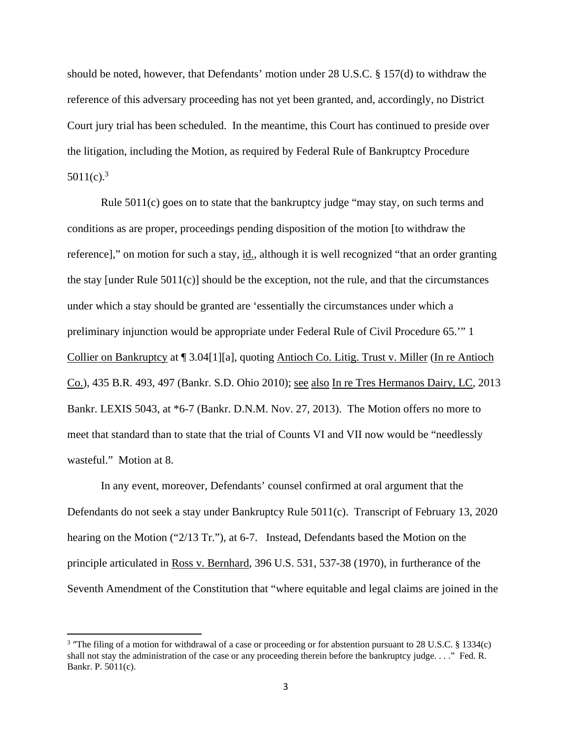should be noted, however, that Defendants' motion under 28 U.S.C. § 157(d) to withdraw the reference of this adversary proceeding has not yet been granted, and, accordingly, no District Court jury trial has been scheduled. In the meantime, this Court has continued to preside over the litigation, including the Motion, as required by Federal Rule of Bankruptcy Procedure 5011(c).[3]

Rule 5011(c) goes on to state that the bankruptcy judge "may stay, on such terms and conditions as are proper, proceedings pending disposition of the motion [to withdraw the reference]," on motion for such a stay, id., although it is well recognized "that an order granting the stay [under Rule 5011(c)] should be the exception, not the rule, and that the circumstances under which a stay should be granted are 'essentially the circumstances under which a preliminary injunction would be appropriate under Federal Rule of Civil Procedure 65.'" 1 Collier on Bankruptcy at ¶ 3.04[1][a], quoting Antioch Co. Litig. Trust v. Miller (In re Antioch Co.), 435 B.R. 493, 497 (Bankr. S.D. Ohio 2010); see also In re Tres Hermanos Dairy, LC, 2013 Bankr. LEXIS 5043, at *6-7 (Bankr. D.N.M. Nov. 27, 2013). The Motion offers no more to meet that standard than to state that the trial of Counts VI and VII now would be "needlessly wasteful." Motion at 8.

In any event, moreover, Defendants' counsel confirmed at oral argument that the Defendants do not seek a stay under Bankruptcy Rule 5011(c). Transcript of February 13, 2020 hearing on the Motion ("2/13 Tr."), at 6-7. Instead, Defendants based the Motion on the principle articulated in Ross v. Bernhard, 396 U.S. 531, 537-38 (1970), in furtherance of the Seventh Amendment of the Constitution that "where equitable and legal claims are joined in the

---

[3] "The filing of a motion for withdrawal of a case or proceeding or for abstention pursuant to 28 U.S.C. § 1334(c) shall not stay the administration of the case or any proceeding therein before the bankruptcy judge. . . ." Fed. R. Bankr. P. 5011(c).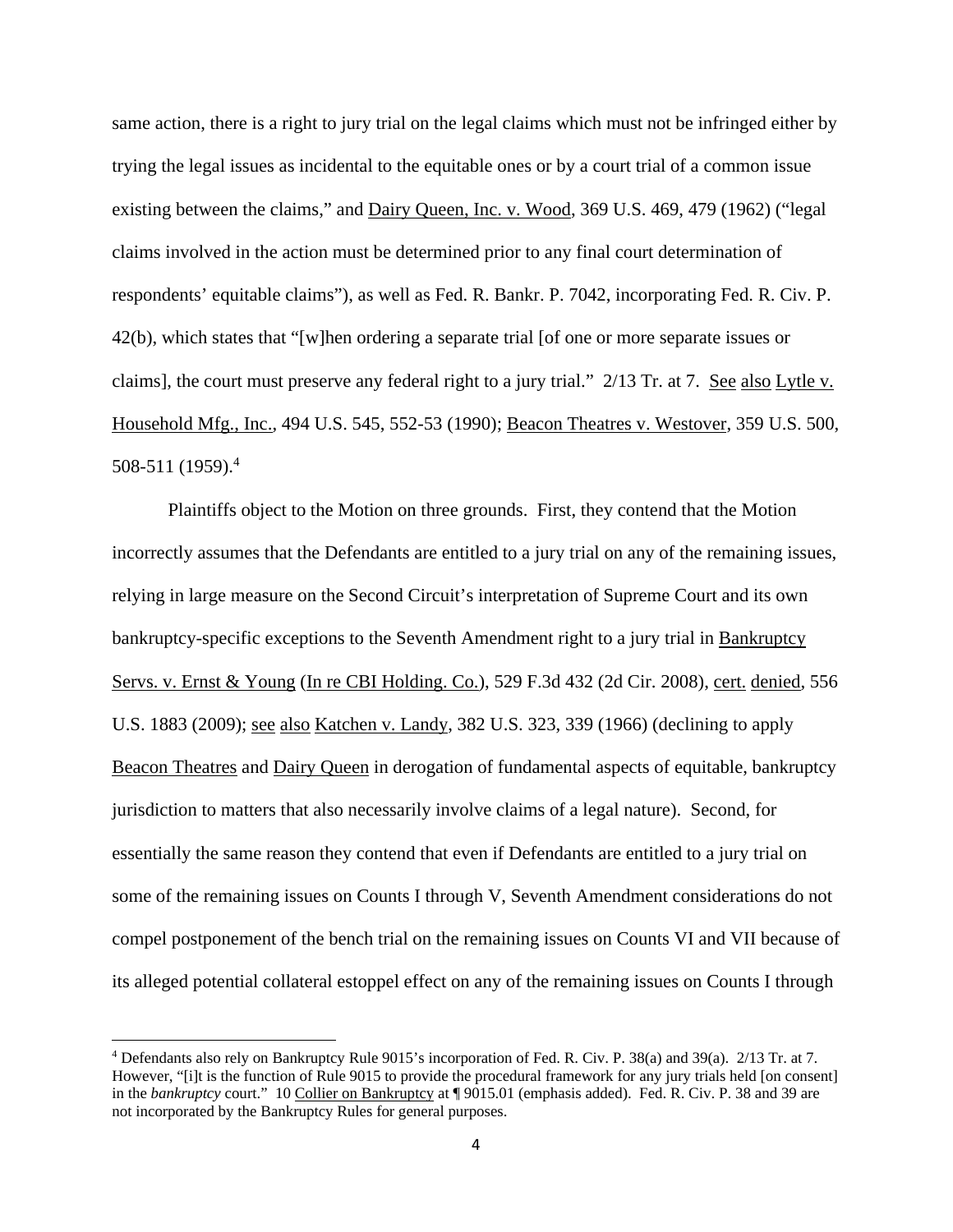same action, there is a right to jury trial on the legal claims which must not be infringed either by trying the legal issues as incidental to the equitable ones or by a court trial of a common issue existing between the claims," and Dairy Queen, Inc. v. Wood, 369 U.S. 469, 479 (1962) ("legal claims involved in the action must be determined prior to any final court determination of respondents' equitable claims"), as well as Fed. R. Bankr. P. 7042, incorporating Fed. R. Civ. P. 42(b), which states that "[w]hen ordering a separate trial [of one or more separate issues or claims], the court must preserve any federal right to a jury trial." 2/13 Tr. at 7. See also Lytle v. Household Mfg., Inc., 494 U.S. 545, 552-53 (1990); Beacon Theatres v. Westover, 359 U.S. 500, 508-511 (1959).[4]

Plaintiffs object to the Motion on three grounds. First, they contend that the Motion incorrectly assumes that the Defendants are entitled to a jury trial on any of the remaining issues, relying in large measure on the Second Circuit's interpretation of Supreme Court and its own bankruptcy-specific exceptions to the Seventh Amendment right to a jury trial in Bankruptcy Servs. v. Ernst & Young (In re CBI Holding. Co.), 529 F.3d 432 (2d Cir. 2008), cert. denied, 556 U.S. 1883 (2009); see also Katchen v. Landy, 382 U.S. 323, 339 (1966) (declining to apply Beacon Theatres and Dairy Queen in derogation of fundamental aspects of equitable, bankruptcy jurisdiction to matters that also necessarily involve claims of a legal nature). Second, for essentially the same reason they contend that even if Defendants are entitled to a jury trial on some of the remaining issues on Counts I through V, Seventh Amendment considerations do not compel postponement of the bench trial on the remaining issues on Counts VI and VII because of its alleged potential collateral estoppel effect on any of the remaining issues on Counts I through

[4] Defendants also rely on Bankruptcy Rule 9015's incorporation of Fed. R. Civ. P. 38(a) and 39(a). 2/13 Tr. at 7. However, "[i]t is the function of Rule 9015 to provide the procedural framework for any jury trials held [on consent] in the *bankruptcy* court." 10 Collier on Bankruptcy at ¶ 9015.01 (emphasis added). Fed. R. Civ. P. 38 and 39 are not incorporated by the Bankruptcy Rules for general purposes.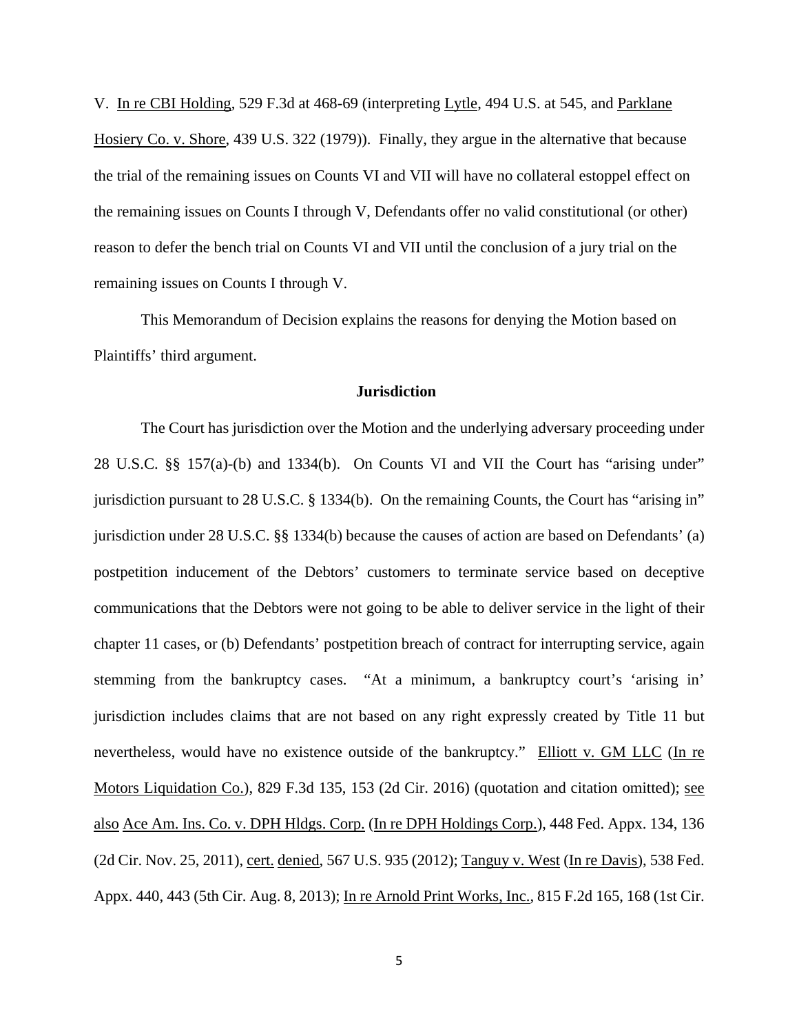V. In re CBI Holding, 529 F.3d at 468-69 (interpreting Lytle, 494 U.S. at 545, and Parklane Hosiery Co. v. Shore, 439 U.S. 322 (1979)). Finally, they argue in the alternative that because the trial of the remaining issues on Counts VI and VII will have no collateral estoppel effect on the remaining issues on Counts I through V, Defendants offer no valid constitutional (or other) reason to defer the bench trial on Counts VI and VII until the conclusion of a jury trial on the remaining issues on Counts I through V.

This Memorandum of Decision explains the reasons for denying the Motion based on Plaintiffs' third argument.

**Jurisdiction**

The Court has jurisdiction over the Motion and the underlying adversary proceeding under 28 U.S.C. §§ 157(a)-(b) and 1334(b). On Counts VI and VII the Court has "arising under" jurisdiction pursuant to 28 U.S.C. § 1334(b). On the remaining Counts, the Court has "arising in" jurisdiction under 28 U.S.C. §§ 1334(b) because the causes of action are based on Defendants' (a) postpetition inducement of the Debtors' customers to terminate service based on deceptive communications that the Debtors were not going to be able to deliver service in the light of their chapter 11 cases, or (b) Defendants' postpetition breach of contract for interrupting service, again stemming from the bankruptcy cases. "At a minimum, a bankruptcy court's 'arising in' jurisdiction includes claims that are not based on any right expressly created by Title 11 but nevertheless, would have no existence outside of the bankruptcy." Elliott v. GM LLC (In re Motors Liquidation Co.), 829 F.3d 135, 153 (2d Cir. 2016) (quotation and citation omitted); see also Ace Am. Ins. Co. v. DPH Hldgs. Corp. (In re DPH Holdings Corp.), 448 Fed. Appx. 134, 136 (2d Cir. Nov. 25, 2011), cert. denied, 567 U.S. 935 (2012); Tanguy v. West (In re Davis), 538 Fed. Appx. 440, 443 (5th Cir. Aug. 8, 2013); In re Arnold Print Works, Inc., 815 F.2d 165, 168 (1st Cir.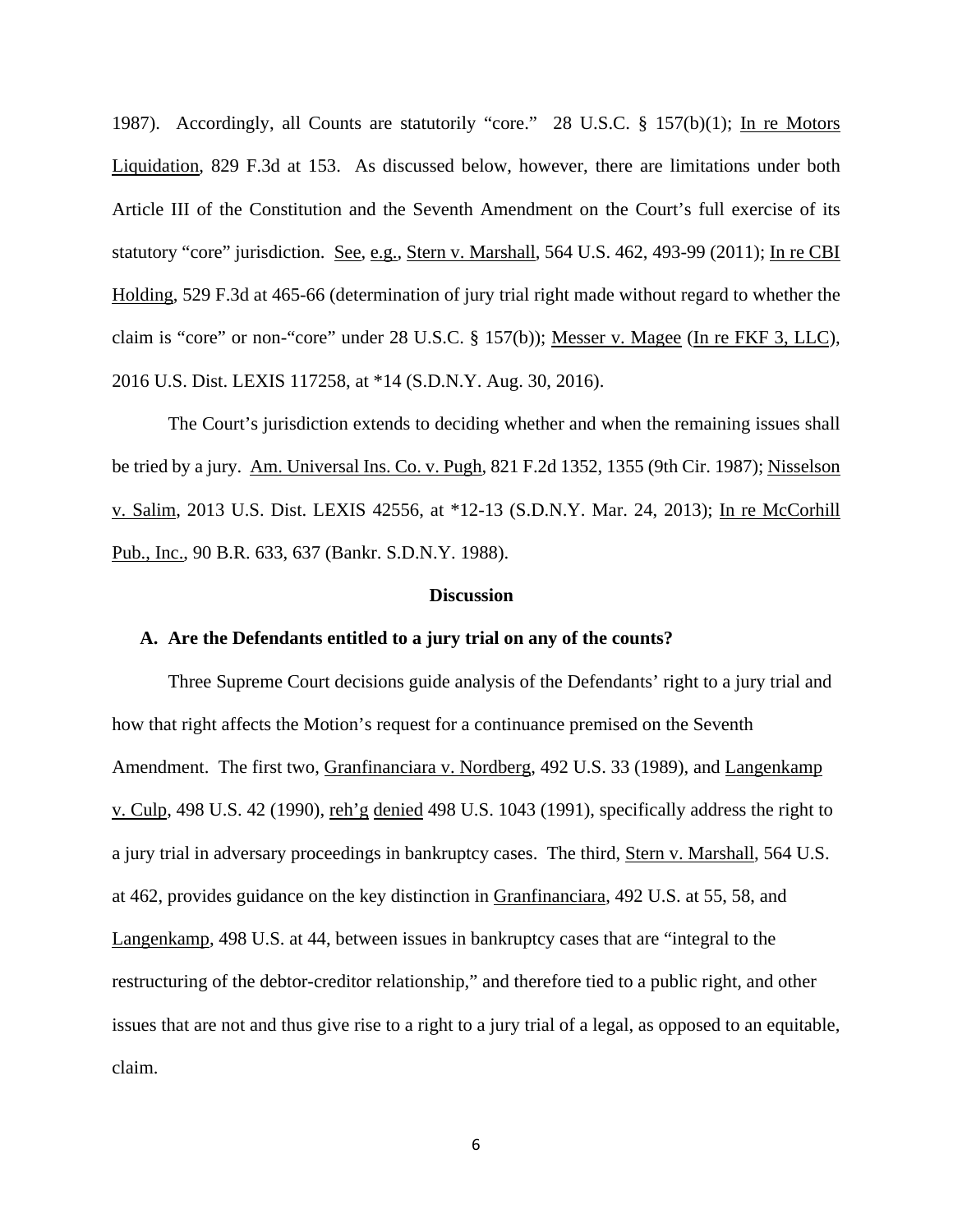1987). Accordingly, all Counts are statutorily "core." 28 U.S.C. § 157(b)(1); In re Motors Liquidation, 829 F.3d at 153. As discussed below, however, there are limitations under both Article III of the Constitution and the Seventh Amendment on the Court's full exercise of its statutory "core" jurisdiction. See, e.g., Stern v. Marshall, 564 U.S. 462, 493-99 (2011); In re CBI Holding, 529 F.3d at 465-66 (determination of jury trial right made without regard to whether the claim is "core" or non-"core" under 28 U.S.C. § 157(b)); Messer v. Magee (In re FKF 3, LLC), 2016 U.S. Dist. LEXIS 117258, at *14 (S.D.N.Y. Aug. 30, 2016).

The Court's jurisdiction extends to deciding whether and when the remaining issues shall be tried by a jury. Am. Universal Ins. Co. v. Pugh, 821 F.2d 1352, 1355 (9th Cir. 1987); Nisselson v. Salim, 2013 U.S. Dist. LEXIS 42556, at *12-13 (S.D.N.Y. Mar. 24, 2013); In re McCorhill Pub., Inc., 90 B.R. 633, 637 (Bankr. S.D.N.Y. 1988).

## Discussion

### A. Are the Defendants entitled to a jury trial on any of the counts?

Three Supreme Court decisions guide analysis of the Defendants' right to a jury trial and how that right affects the Motion's request for a continuance premised on the Seventh Amendment. The first two, Granfinanciara v. Nordberg, 492 U.S. 33 (1989), and Langenkamp v. Culp, 498 U.S. 42 (1990), reh'g denied 498 U.S. 1043 (1991), specifically address the right to a jury trial in adversary proceedings in bankruptcy cases. The third, Stern v. Marshall, 564 U.S. at 462, provides guidance on the key distinction in Granfinanciara, 492 U.S. at 55, 58, and Langenkamp, 498 U.S. at 44, between issues in bankruptcy cases that are "integral to the restructuring of the debtor-creditor relationship," and therefore tied to a public right, and other issues that are not and thus give rise to a right to a jury trial of a legal, as opposed to an equitable, claim.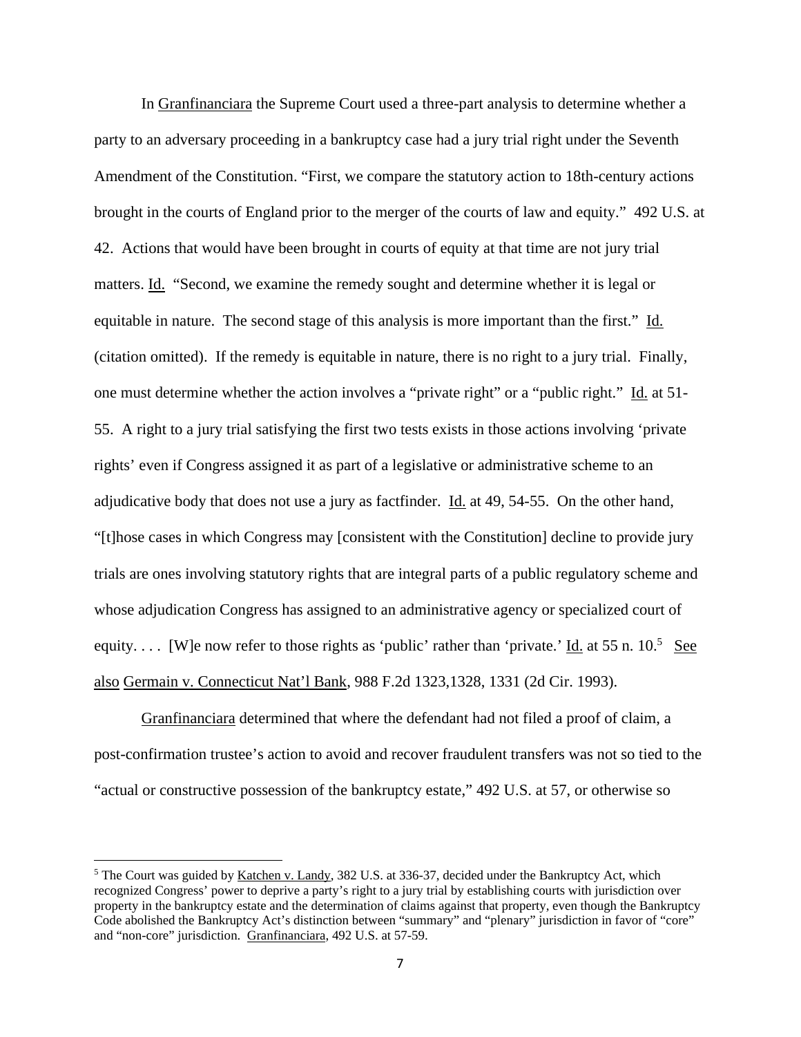In Granfinanciara the Supreme Court used a three-part analysis to determine whether a party to an adversary proceeding in a bankruptcy case had a jury trial right under the Seventh Amendment of the Constitution. "First, we compare the statutory action to 18th-century actions brought in the courts of England prior to the merger of the courts of law and equity." 492 U.S. at 42. Actions that would have been brought in courts of equity at that time are not jury trial matters. Id. "Second, we examine the remedy sought and determine whether it is legal or equitable in nature. The second stage of this analysis is more important than the first." Id. (citation omitted). If the remedy is equitable in nature, there is no right to a jury trial. Finally, one must determine whether the action involves a "private right" or a "public right." Id. at 51-55. A right to a jury trial satisfying the first two tests exists in those actions involving 'private rights' even if Congress assigned it as part of a legislative or administrative scheme to an adjudicative body that does not use a jury as factfinder. Id. at 49, 54-55. On the other hand, "[t]hose cases in which Congress may [consistent with the Constitution] decline to provide jury trials are ones involving statutory rights that are integral parts of a public regulatory scheme and whose adjudication Congress has assigned to an administrative agency or specialized court of equity. . . . [W]e now refer to those rights as 'public' rather than 'private.' Id. at 55 n. 10.[5] See also Germain v. Connecticut Nat'l Bank, 988 F.2d 1323,1328, 1331 (2d Cir. 1993).

Granfinanciara determined that where the defendant had not filed a proof of claim, a post-confirmation trustee's action to avoid and recover fraudulent transfers was not so tied to the "actual or constructive possession of the bankruptcy estate," 492 U.S. at 57, or otherwise so

[5] The Court was guided by Katchen v. Landy, 382 U.S. at 336-37, decided under the Bankruptcy Act, which recognized Congress' power to deprive a party's right to a jury trial by establishing courts with jurisdiction over property in the bankruptcy estate and the determination of claims against that property, even though the Bankruptcy Code abolished the Bankruptcy Act's distinction between "summary" and "plenary" jurisdiction in favor of "core" and "non-core" jurisdiction. Granfinanciara, 492 U.S. at 57-59.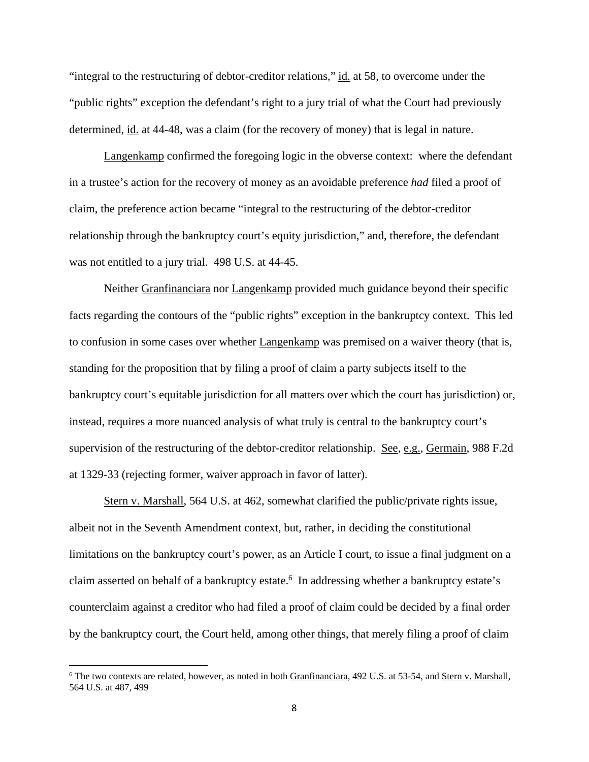"integral to the restructuring of debtor-creditor relations," id. at 58, to overcome under the "public rights" exception the defendant's right to a jury trial of what the Court had previously determined, id. at 44-48, was a claim (for the recovery of money) that is legal in nature.

Langenkamp confirmed the foregoing logic in the obverse context: where the defendant in a trustee's action for the recovery of money as an avoidable preference *had* filed a proof of claim, the preference action became "integral to the restructuring of the debtor-creditor relationship through the bankruptcy court's equity jurisdiction," and, therefore, the defendant was not entitled to a jury trial. 498 U.S. at 44-45.

Neither Granfinanciara nor Langenkamp provided much guidance beyond their specific facts regarding the contours of the "public rights" exception in the bankruptcy context. This led to confusion in some cases over whether Langenkamp was premised on a waiver theory (that is, standing for the proposition that by filing a proof of claim a party subjects itself to the bankruptcy court's equitable jurisdiction for all matters over which the court has jurisdiction) or, instead, requires a more nuanced analysis of what truly is central to the bankruptcy court's supervision of the restructuring of the debtor-creditor relationship. See, e.g., Germain, 988 F.2d at 1329-33 (rejecting former, waiver approach in favor of latter).

Stern v. Marshall, 564 U.S. at 462, somewhat clarified the public/private rights issue, albeit not in the Seventh Amendment context, but, rather, in deciding the constitutional limitations on the bankruptcy court's power, as an Article I court, to issue a final judgment on a claim asserted on behalf of a bankruptcy estate.[6] In addressing whether a bankruptcy estate's counterclaim against a creditor who had filed a proof of claim could be decided by a final order by the bankruptcy court, the Court held, among other things, that merely filing a proof of claim

[6] The two contexts are related, however, as noted in both Granfinanciara, 492 U.S. at 53-54, and Stern v. Marshall, 564 U.S. at 487, 499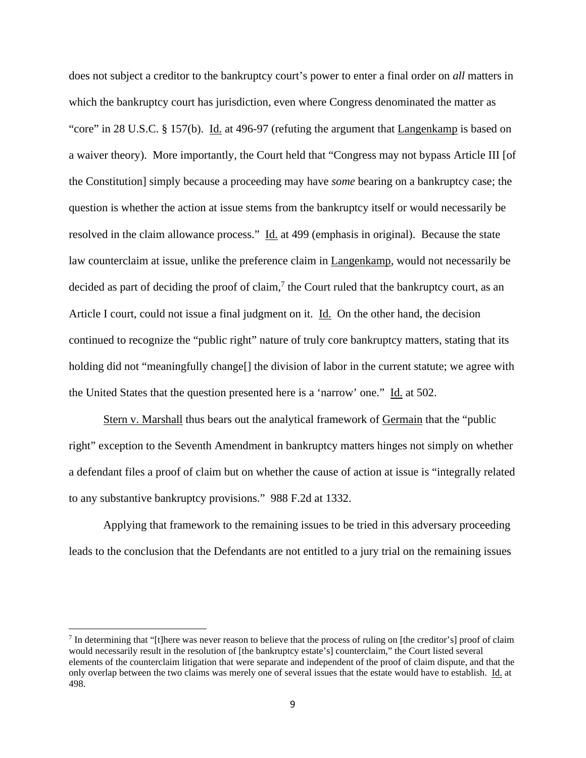does not subject a creditor to the bankruptcy court's power to enter a final order on *all* matters in which the bankruptcy court has jurisdiction, even where Congress denominated the matter as "core" in 28 U.S.C. § 157(b). Id. at 496-97 (refuting the argument that Langenkamp is based on a waiver theory). More importantly, the Court held that "Congress may not bypass Article III [of the Constitution] simply because a proceeding may have *some* bearing on a bankruptcy case; the question is whether the action at issue stems from the bankruptcy itself or would necessarily be resolved in the claim allowance process." Id. at 499 (emphasis in original). Because the state law counterclaim at issue, unlike the preference claim in Langenkamp, would not necessarily be decided as part of deciding the proof of claim,[7] the Court ruled that the bankruptcy court, as an Article I court, could not issue a final judgment on it. Id. On the other hand, the decision continued to recognize the "public right" nature of truly core bankruptcy matters, stating that its holding did not "meaningfully change[] the division of labor in the current statute; we agree with the United States that the question presented here is a 'narrow' one." Id. at 502.

Stern v. Marshall thus bears out the analytical framework of Germain that the "public right" exception to the Seventh Amendment in bankruptcy matters hinges not simply on whether a defendant files a proof of claim but on whether the cause of action at issue is "integrally related to any substantive bankruptcy provisions." 988 F.2d at 1332.

Applying that framework to the remaining issues to be tried in this adversary proceeding leads to the conclusion that the Defendants are not entitled to a jury trial on the remaining issues

[7] In determining that "[t]here was never reason to believe that the process of ruling on [the creditor's] proof of claim would necessarily result in the resolution of [the bankruptcy estate's] counterclaim," the Court listed several elements of the counterclaim litigation that were separate and independent of the proof of claim dispute, and that the only overlap between the two claims was merely one of several issues that the estate would have to establish. Id. at 498.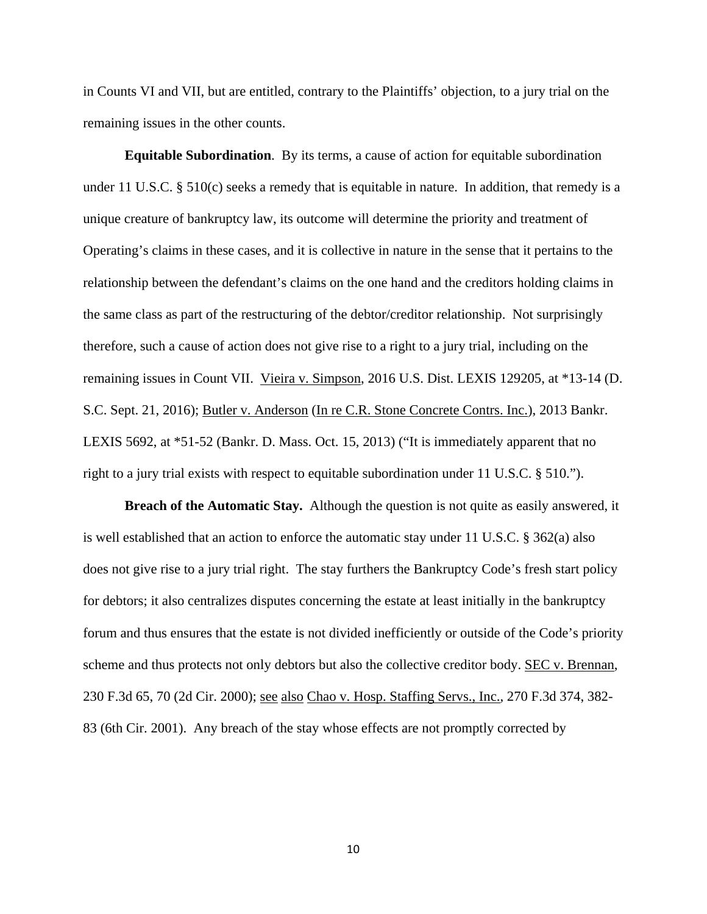in Counts VI and VII, but are entitled, contrary to the Plaintiffs' objection, to a jury trial on the remaining issues in the other counts.

**Equitable Subordination**. By its terms, a cause of action for equitable subordination under 11 U.S.C. § 510(c) seeks a remedy that is equitable in nature. In addition, that remedy is a unique creature of bankruptcy law, its outcome will determine the priority and treatment of Operating's claims in these cases, and it is collective in nature in the sense that it pertains to the relationship between the defendant's claims on the one hand and the creditors holding claims in the same class as part of the restructuring of the debtor/creditor relationship. Not surprisingly therefore, such a cause of action does not give rise to a right to a jury trial, including on the remaining issues in Count VII. Vieira v. Simpson, 2016 U.S. Dist. LEXIS 129205, at *13-14 (D. S.C. Sept. 21, 2016); Butler v. Anderson (In re C.R. Stone Concrete Contrs. Inc.), 2013 Bankr. LEXIS 5692, at *51-52 (Bankr. D. Mass. Oct. 15, 2013) ("It is immediately apparent that no right to a jury trial exists with respect to equitable subordination under 11 U.S.C. § 510.").

**Breach of the Automatic Stay.** Although the question is not quite as easily answered, it is well established that an action to enforce the automatic stay under 11 U.S.C. § 362(a) also does not give rise to a jury trial right. The stay furthers the Bankruptcy Code's fresh start policy for debtors; it also centralizes disputes concerning the estate at least initially in the bankruptcy forum and thus ensures that the estate is not divided inefficiently or outside of the Code's priority scheme and thus protects not only debtors but also the collective creditor body. SEC v. Brennan, 230 F.3d 65, 70 (2d Cir. 2000); see also Chao v. Hosp. Staffing Servs., Inc., 270 F.3d 374, 382-83 (6th Cir. 2001). Any breach of the stay whose effects are not promptly corrected by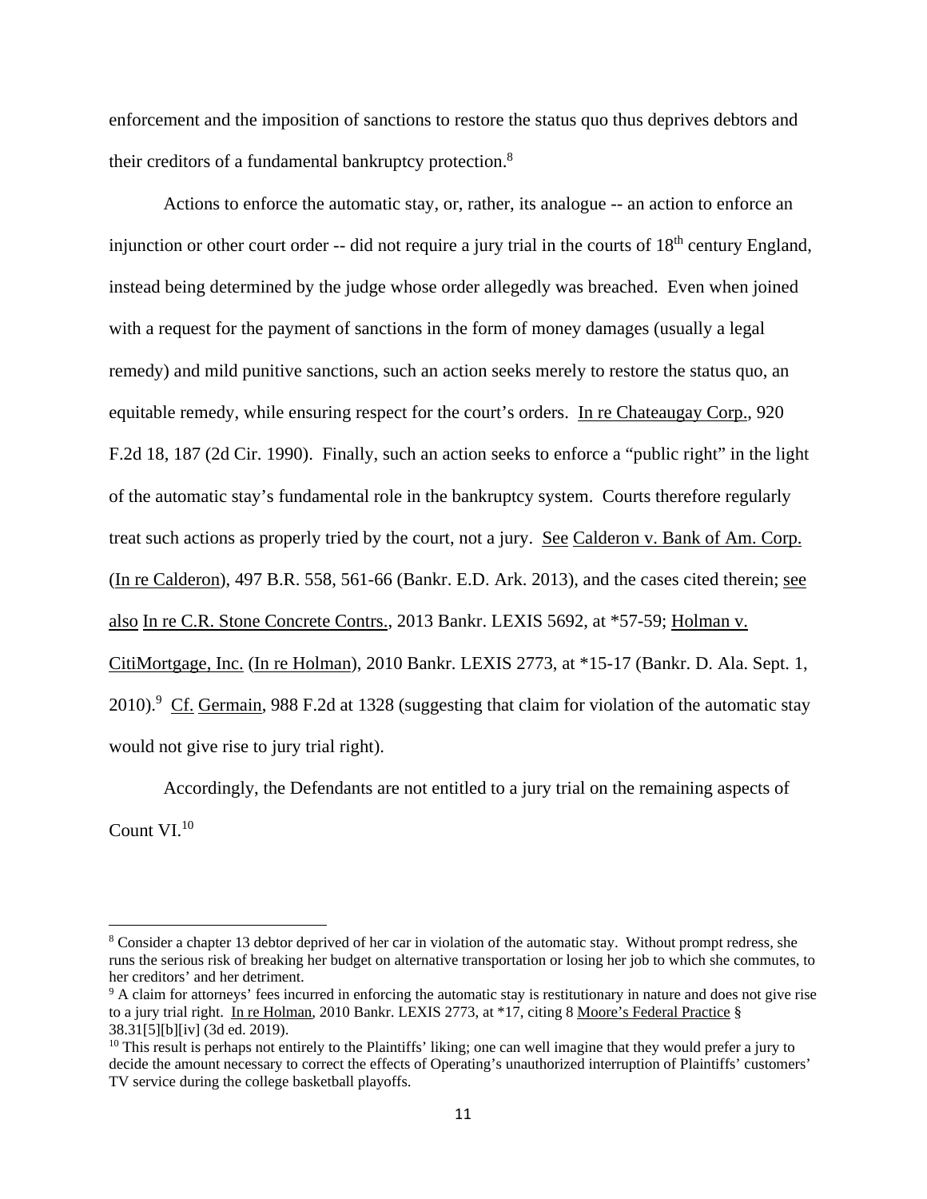enforcement and the imposition of sanctions to restore the status quo thus deprives debtors and their creditors of a fundamental bankruptcy protection.[8]

Actions to enforce the automatic stay, or, rather, its analogue -- an action to enforce an injunction or other court order -- did not require a jury trial in the courts of 18th century England, instead being determined by the judge whose order allegedly was breached. Even when joined with a request for the payment of sanctions in the form of money damages (usually a legal remedy) and mild punitive sanctions, such an action seeks merely to restore the status quo, an equitable remedy, while ensuring respect for the court's orders. In re Chateaugay Corp., 920 F.2d 18, 187 (2d Cir. 1990). Finally, such an action seeks to enforce a "public right" in the light of the automatic stay's fundamental role in the bankruptcy system. Courts therefore regularly treat such actions as properly tried by the court, not a jury. See Calderon v. Bank of Am. Corp. (In re Calderon), 497 B.R. 558, 561-66 (Bankr. E.D. Ark. 2013), and the cases cited therein; see also In re C.R. Stone Concrete Contrs., 2013 Bankr. LEXIS 5692, at *57-59; Holman v. CitiMortgage, Inc. (In re Holman), 2010 Bankr. LEXIS 2773, at *15-17 (Bankr. D. Ala. Sept. 1, 2010).[9] Cf. Germain, 988 F.2d at 1328 (suggesting that claim for violation of the automatic stay would not give rise to jury trial right).

Accordingly, the Defendants are not entitled to a jury trial on the remaining aspects of Count VI.[10]

---

[8] Consider a chapter 13 debtor deprived of her car in violation of the automatic stay. Without prompt redress, she runs the serious risk of breaking her budget on alternative transportation or losing her job to which she commutes, to her creditors' and her detriment.

[9] A claim for attorneys' fees incurred in enforcing the automatic stay is restitutionary in nature and does not give rise to a jury trial right. In re Holman, 2010 Bankr. LEXIS 2773, at *17, citing 8 Moore's Federal Practice § 38.31[5][b][iv] (3d ed. 2019).

[10] This result is perhaps not entirely to the Plaintiffs' liking; one can well imagine that they would prefer a jury to decide the amount necessary to correct the effects of Operating's unauthorized interruption of Plaintiffs' customers' TV service during the college basketball playoffs.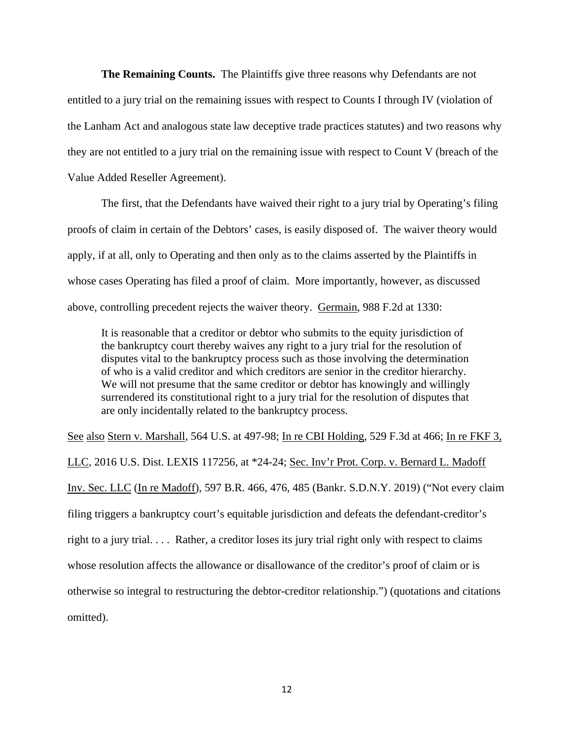**The Remaining Counts.** The Plaintiffs give three reasons why Defendants are not entitled to a jury trial on the remaining issues with respect to Counts I through IV (violation of the Lanham Act and analogous state law deceptive trade practices statutes) and two reasons why they are not entitled to a jury trial on the remaining issue with respect to Count V (breach of the Value Added Reseller Agreement).

The first, that the Defendants have waived their right to a jury trial by Operating's filing proofs of claim in certain of the Debtors' cases, is easily disposed of. The waiver theory would apply, if at all, only to Operating and then only as to the claims asserted by the Plaintiffs in whose cases Operating has filed a proof of claim. More importantly, however, as discussed above, controlling precedent rejects the waiver theory. Germain, 988 F.2d at 1330:

> It is reasonable that a creditor or debtor who submits to the equity jurisdiction of the bankruptcy court thereby waives any right to a jury trial for the resolution of disputes vital to the bankruptcy process such as those involving the determination of who is a valid creditor and which creditors are senior in the creditor hierarchy. We will not presume that the same creditor or debtor has knowingly and willingly surrendered its constitutional right to a jury trial for the resolution of disputes that are only incidentally related to the bankruptcy process.

See also Stern v. Marshall, 564 U.S. at 497-98; In re CBI Holding, 529 F.3d at 466; In re FKF 3, LLC, 2016 U.S. Dist. LEXIS 117256, at *24-24; Sec. Inv'r Prot. Corp. v. Bernard L. Madoff Inv. Sec. LLC (In re Madoff), 597 B.R. 466, 476, 485 (Bankr. S.D.N.Y. 2019) ("Not every claim filing triggers a bankruptcy court's equitable jurisdiction and defeats the defendant-creditor's right to a jury trial. . . . Rather, a creditor loses its jury trial right only with respect to claims whose resolution affects the allowance or disallowance of the creditor's proof of claim or is otherwise so integral to restructuring the debtor-creditor relationship.") (quotations and citations omitted).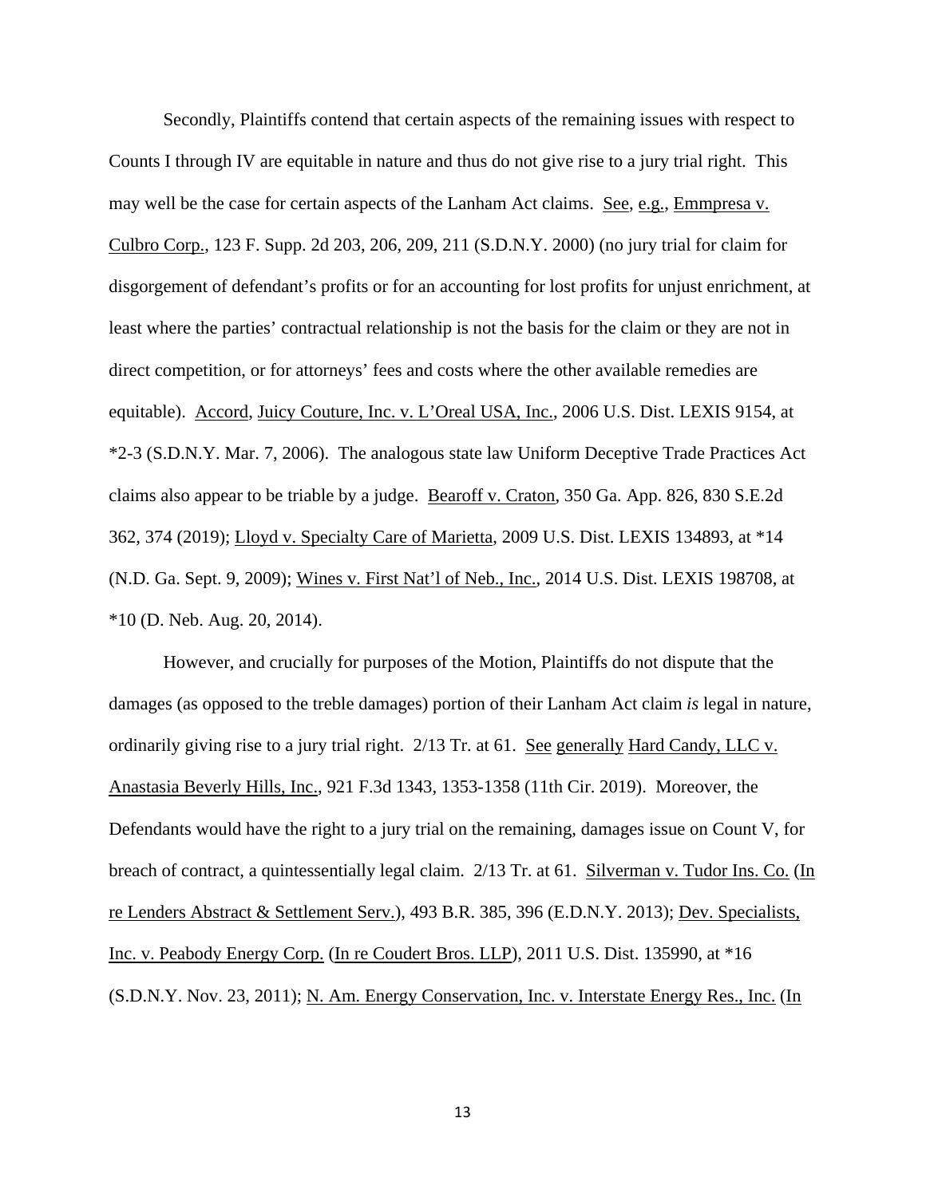Secondly, Plaintiffs contend that certain aspects of the remaining issues with respect to Counts I through IV are equitable in nature and thus do not give rise to a jury trial right. This may well be the case for certain aspects of the Lanham Act claims. See, e.g., Emmpresa v. Culbro Corp., 123 F. Supp. 2d 203, 206, 209, 211 (S.D.N.Y. 2000) (no jury trial for claim for disgorgement of defendant's profits or for an accounting for lost profits for unjust enrichment, at least where the parties' contractual relationship is not the basis for the claim or they are not in direct competition, or for attorneys' fees and costs where the other available remedies are equitable). Accord, Juicy Couture, Inc. v. L'Oreal USA, Inc., 2006 U.S. Dist. LEXIS 9154, at *2-3 (S.D.N.Y. Mar. 7, 2006). The analogous state law Uniform Deceptive Trade Practices Act claims also appear to be triable by a judge. Bearoff v. Craton, 350 Ga. App. 826, 830 S.E.2d 362, 374 (2019); Lloyd v. Specialty Care of Marietta, 2009 U.S. Dist. LEXIS 134893, at *14 (N.D. Ga. Sept. 9, 2009); Wines v. First Nat'l of Neb., Inc., 2014 U.S. Dist. LEXIS 198708, at *10 (D. Neb. Aug. 20, 2014).

However, and crucially for purposes of the Motion, Plaintiffs do not dispute that the damages (as opposed to the treble damages) portion of their Lanham Act claim *is* legal in nature, ordinarily giving rise to a jury trial right. 2/13 Tr. at 61. See generally Hard Candy, LLC v. Anastasia Beverly Hills, Inc., 921 F.3d 1343, 1353-1358 (11th Cir. 2019). Moreover, the Defendants would have the right to a jury trial on the remaining, damages issue on Count V, for breach of contract, a quintessentially legal claim. 2/13 Tr. at 61. Silverman v. Tudor Ins. Co. (In re Lenders Abstract & Settlement Serv.), 493 B.R. 385, 396 (E.D.N.Y. 2013); Dev. Specialists, Inc. v. Peabody Energy Corp. (In re Coudert Bros. LLP), 2011 U.S. Dist. 135990, at *16 (S.D.N.Y. Nov. 23, 2011); N. Am. Energy Conservation, Inc. v. Interstate Energy Res., Inc. (In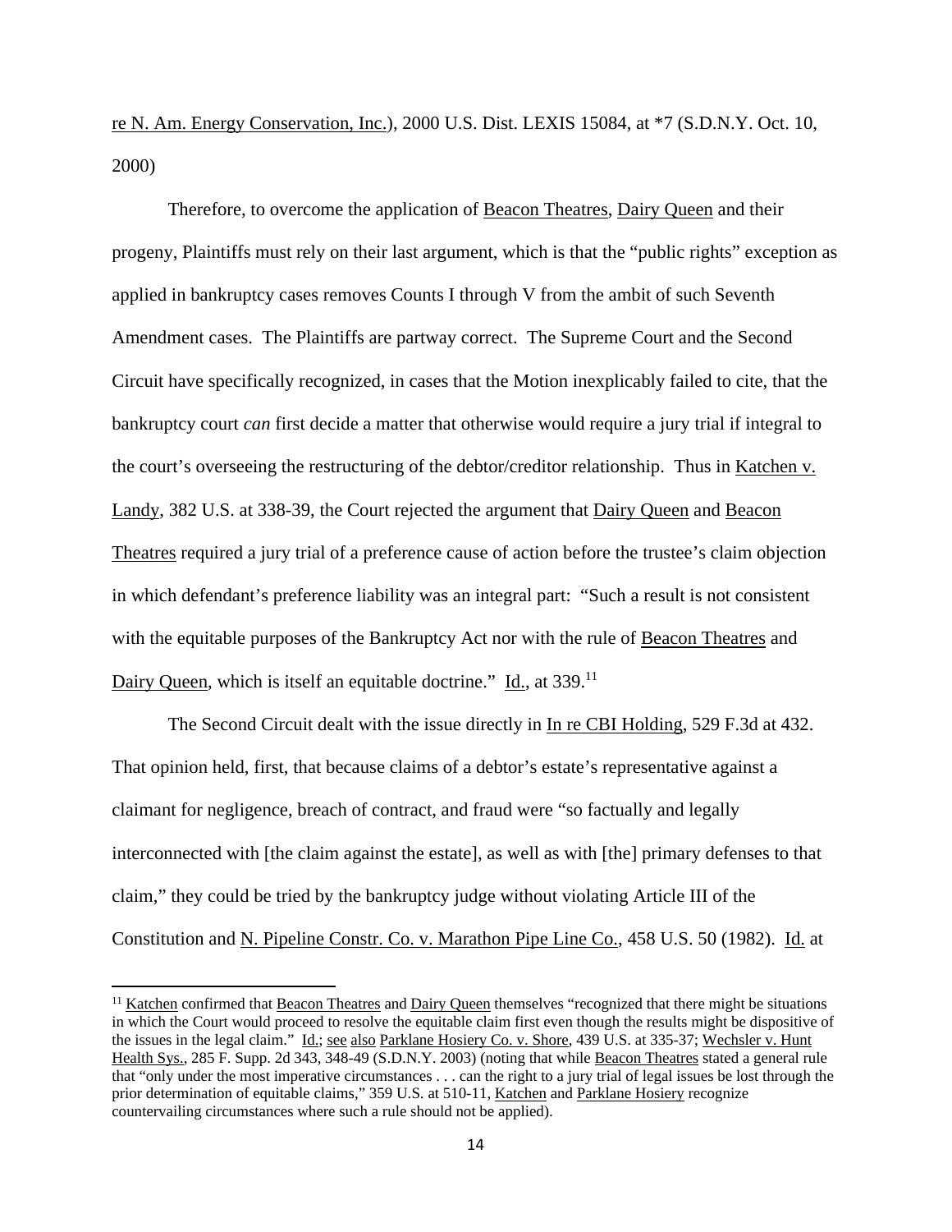re N. Am. Energy Conservation, Inc.), 2000 U.S. Dist. LEXIS 15084, at *7 (S.D.N.Y. Oct. 10, 2000)

Therefore, to overcome the application of Beacon Theatres, Dairy Queen and their progeny, Plaintiffs must rely on their last argument, which is that the "public rights" exception as applied in bankruptcy cases removes Counts I through V from the ambit of such Seventh Amendment cases. The Plaintiffs are partway correct. The Supreme Court and the Second Circuit have specifically recognized, in cases that the Motion inexplicably failed to cite, that the bankruptcy court *can* first decide a matter that otherwise would require a jury trial if integral to the court's overseeing the restructuring of the debtor/creditor relationship. Thus in Katchen v. Landy, 382 U.S. at 338-39, the Court rejected the argument that Dairy Queen and Beacon Theatres required a jury trial of a preference cause of action before the trustee's claim objection in which defendant's preference liability was an integral part: "Such a result is not consistent with the equitable purposes of the Bankruptcy Act nor with the rule of Beacon Theatres and Dairy Queen, which is itself an equitable doctrine." Id., at 339.[11]

The Second Circuit dealt with the issue directly in In re CBI Holding, 529 F.3d at 432. That opinion held, first, that because claims of a debtor's estate's representative against a claimant for negligence, breach of contract, and fraud were "so factually and legally interconnected with [the claim against the estate], as well as with [the] primary defenses to that claim," they could be tried by the bankruptcy judge without violating Article III of the Constitution and N. Pipeline Constr. Co. v. Marathon Pipe Line Co., 458 U.S. 50 (1982). Id. at

---

[11] Katchen confirmed that Beacon Theatres and Dairy Queen themselves "recognized that there might be situations in which the Court would proceed to resolve the equitable claim first even though the results might be dispositive of the issues in the legal claim." Id.; see also Parklane Hosiery Co. v. Shore, 439 U.S. at 335-37; Wechsler v. Hunt Health Sys., 285 F. Supp. 2d 343, 348-49 (S.D.N.Y. 2003) (noting that while Beacon Theatres stated a general rule that "only under the most imperative circumstances . . . can the right to a jury trial of legal issues be lost through the prior determination of equitable claims," 359 U.S. at 510-11, Katchen and Parklane Hosiery recognize countervailing circumstances where such a rule should not be applied).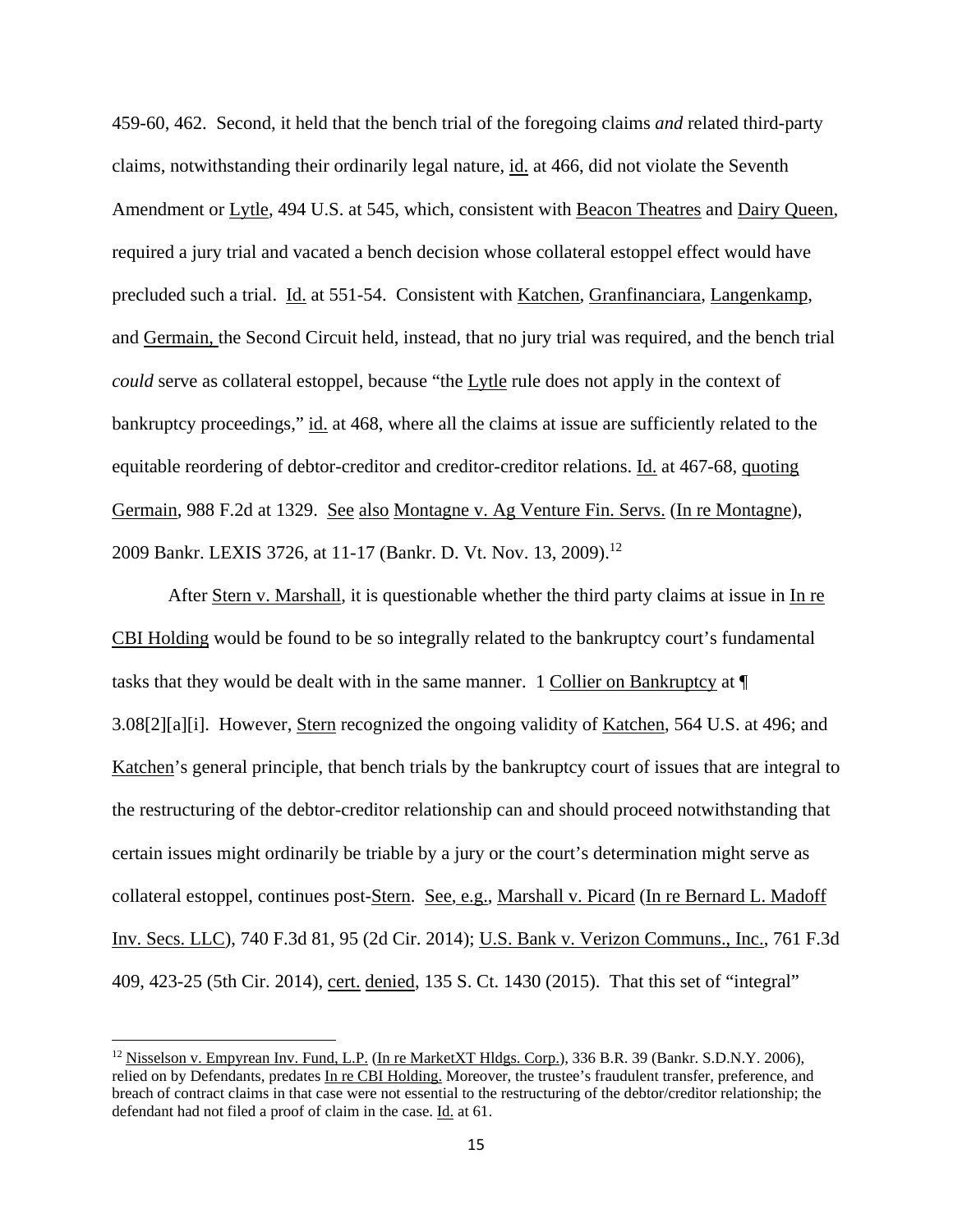459-60, 462. Second, it held that the bench trial of the foregoing claims *and* related third-party claims, notwithstanding their ordinarily legal nature, id. at 466, did not violate the Seventh Amendment or Lytle, 494 U.S. at 545, which, consistent with Beacon Theatres and Dairy Queen, required a jury trial and vacated a bench decision whose collateral estoppel effect would have precluded such a trial. Id. at 551-54. Consistent with Katchen, Granfinanciara, Langenkamp, and Germain, the Second Circuit held, instead, that no jury trial was required, and the bench trial *could* serve as collateral estoppel, because "the Lytle rule does not apply in the context of bankruptcy proceedings," id. at 468, where all the claims at issue are sufficiently related to the equitable reordering of debtor-creditor and creditor-creditor relations. Id. at 467-68, quoting Germain, 988 F.2d at 1329. See also Montagne v. Ag Venture Fin. Servs. (In re Montagne), 2009 Bankr. LEXIS 3726, at 11-17 (Bankr. D. Vt. Nov. 13, 2009).[12]

After Stern v. Marshall, it is questionable whether the third party claims at issue in In re CBI Holding would be found to be so integrally related to the bankruptcy court's fundamental tasks that they would be dealt with in the same manner. 1 Collier on Bankruptcy at ¶ 3.08[2][a][i]. However, Stern recognized the ongoing validity of Katchen, 564 U.S. at 496; and Katchen's general principle, that bench trials by the bankruptcy court of issues that are integral to the restructuring of the debtor-creditor relationship can and should proceed notwithstanding that certain issues might ordinarily be triable by a jury or the court's determination might serve as collateral estoppel, continues post-Stern. See, e.g., Marshall v. Picard (In re Bernard L. Madoff Inv. Secs. LLC), 740 F.3d 81, 95 (2d Cir. 2014); U.S. Bank v. Verizon Communs., Inc., 761 F.3d 409, 423-25 (5th Cir. 2014), cert. denied, 135 S. Ct. 1430 (2015). That this set of "integral"

---

[12] Nisselson v. Empyrean Inv. Fund, L.P. (In re MarketXT Hldgs. Corp.), 336 B.R. 39 (Bankr. S.D.N.Y. 2006), relied on by Defendants, predates In re CBI Holding. Moreover, the trustee's fraudulent transfer, preference, and breach of contract claims in that case were not essential to the restructuring of the debtor/creditor relationship; the defendant had not filed a proof of claim in the case. Id. at 61.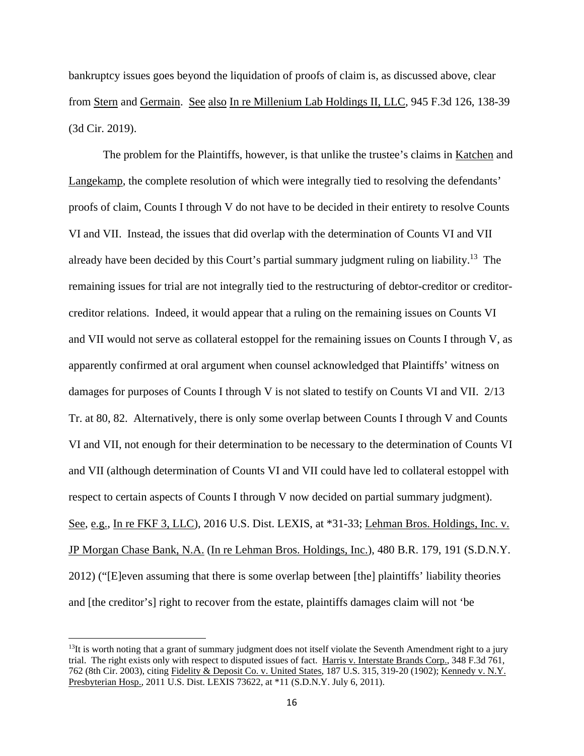bankruptcy issues goes beyond the liquidation of proofs of claim is, as discussed above, clear from Stern and Germain. See also In re Millenium Lab Holdings II, LLC, 945 F.3d 126, 138-39 (3d Cir. 2019).

The problem for the Plaintiffs, however, is that unlike the trustee's claims in Katchen and Langekamp, the complete resolution of which were integrally tied to resolving the defendants' proofs of claim, Counts I through V do not have to be decided in their entirety to resolve Counts VI and VII. Instead, the issues that did overlap with the determination of Counts VI and VII already have been decided by this Court's partial summary judgment ruling on liability.[13] The remaining issues for trial are not integrally tied to the restructuring of debtor-creditor or creditor-creditor relations. Indeed, it would appear that a ruling on the remaining issues on Counts VI and VII would not serve as collateral estoppel for the remaining issues on Counts I through V, as apparently confirmed at oral argument when counsel acknowledged that Plaintiffs' witness on damages for purposes of Counts I through V is not slated to testify on Counts VI and VII. 2/13 Tr. at 80, 82. Alternatively, there is only some overlap between Counts I through V and Counts VI and VII, not enough for their determination to be necessary to the determination of Counts VI and VII (although determination of Counts VI and VII could have led to collateral estoppel with respect to certain aspects of Counts I through V now decided on partial summary judgment). See, e.g., In re FKF 3, LLC), 2016 U.S. Dist. LEXIS, at *31-33; Lehman Bros. Holdings, Inc. v. JP Morgan Chase Bank, N.A. (In re Lehman Bros. Holdings, Inc.), 480 B.R. 179, 191 (S.D.N.Y. 2012) ("[E]even assuming that there is some overlap between [the] plaintiffs' liability theories and [the creditor's] right to recover from the estate, plaintiffs damages claim will not 'be

---

[13] It is worth noting that a grant of summary judgment does not itself violate the Seventh Amendment right to a jury trial. The right exists only with respect to disputed issues of fact. Harris v. Interstate Brands Corp., 348 F.3d 761, 762 (8th Cir. 2003), citing Fidelity & Deposit Co. v. United States, 187 U.S. 315, 319-20 (1902); Kennedy v. N.Y. Presbyterian Hosp., 2011 U.S. Dist. LEXIS 73622, at *11 (S.D.N.Y. July 6, 2011).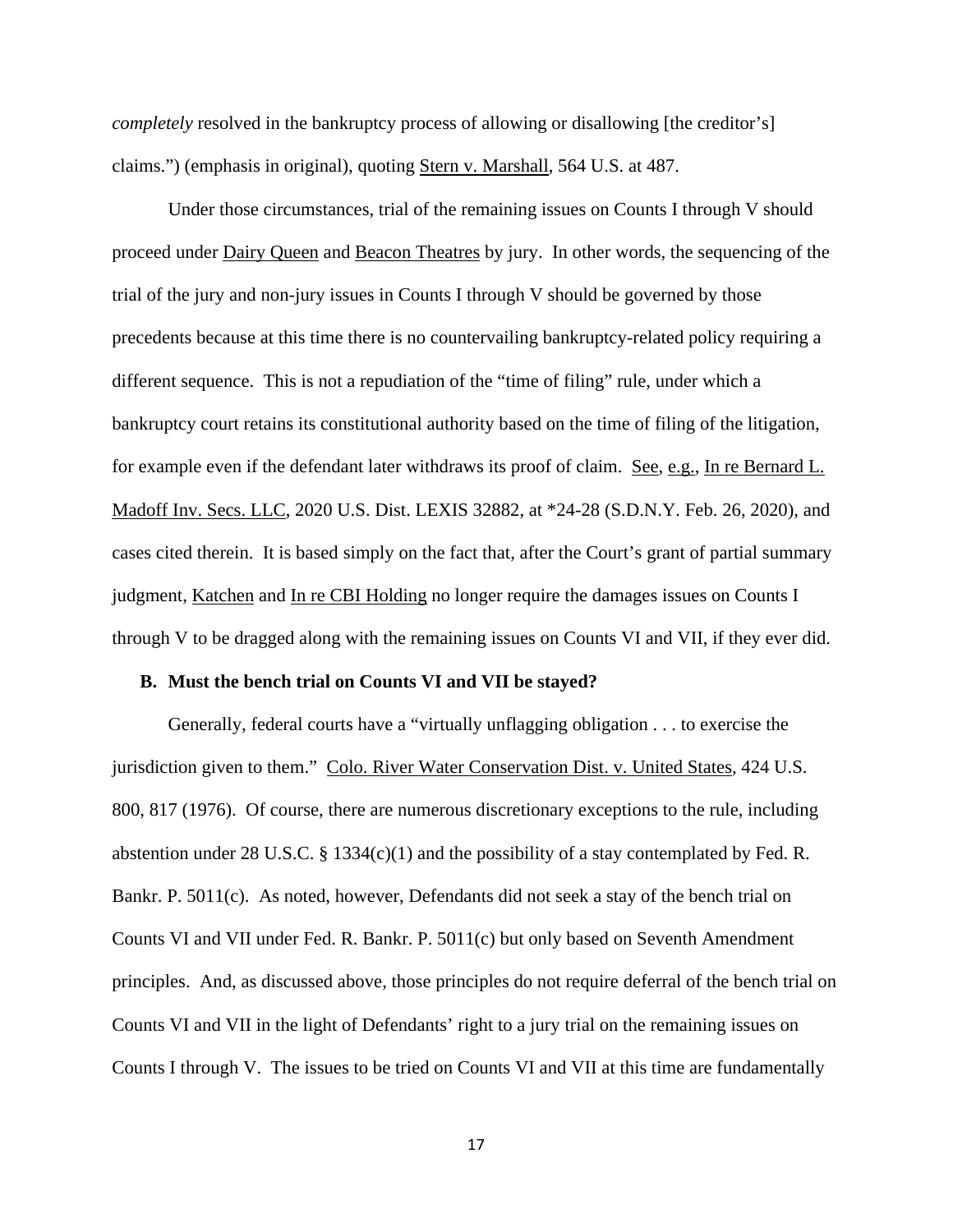*completely* resolved in the bankruptcy process of allowing or disallowing [the creditor's] claims.") (emphasis in original), quoting Stern v. Marshall, 564 U.S. at 487.

Under those circumstances, trial of the remaining issues on Counts I through V should proceed under Dairy Queen and Beacon Theatres by jury. In other words, the sequencing of the trial of the jury and non-jury issues in Counts I through V should be governed by those precedents because at this time there is no countervailing bankruptcy-related policy requiring a different sequence. This is not a repudiation of the "time of filing" rule, under which a bankruptcy court retains its constitutional authority based on the time of filing of the litigation, for example even if the defendant later withdraws its proof of claim. See, e.g., In re Bernard L. Madoff Inv. Secs. LLC, 2020 U.S. Dist. LEXIS 32882, at *24-28 (S.D.N.Y. Feb. 26, 2020), and cases cited therein. It is based simply on the fact that, after the Court's grant of partial summary judgment, Katchen and In re CBI Holding no longer require the damages issues on Counts I through V to be dragged along with the remaining issues on Counts VI and VII, if they ever did.

**B. Must the bench trial on Counts VI and VII be stayed?**

Generally, federal courts have a "virtually unflagging obligation . . . to exercise the jurisdiction given to them." Colo. River Water Conservation Dist. v. United States, 424 U.S. 800, 817 (1976). Of course, there are numerous discretionary exceptions to the rule, including abstention under 28 U.S.C. § 1334(c)(1) and the possibility of a stay contemplated by Fed. R. Bankr. P. 5011(c). As noted, however, Defendants did not seek a stay of the bench trial on Counts VI and VII under Fed. R. Bankr. P. 5011(c) but only based on Seventh Amendment principles. And, as discussed above, those principles do not require deferral of the bench trial on Counts VI and VII in the light of Defendants' right to a jury trial on the remaining issues on Counts I through V. The issues to be tried on Counts VI and VII at this time are fundamentally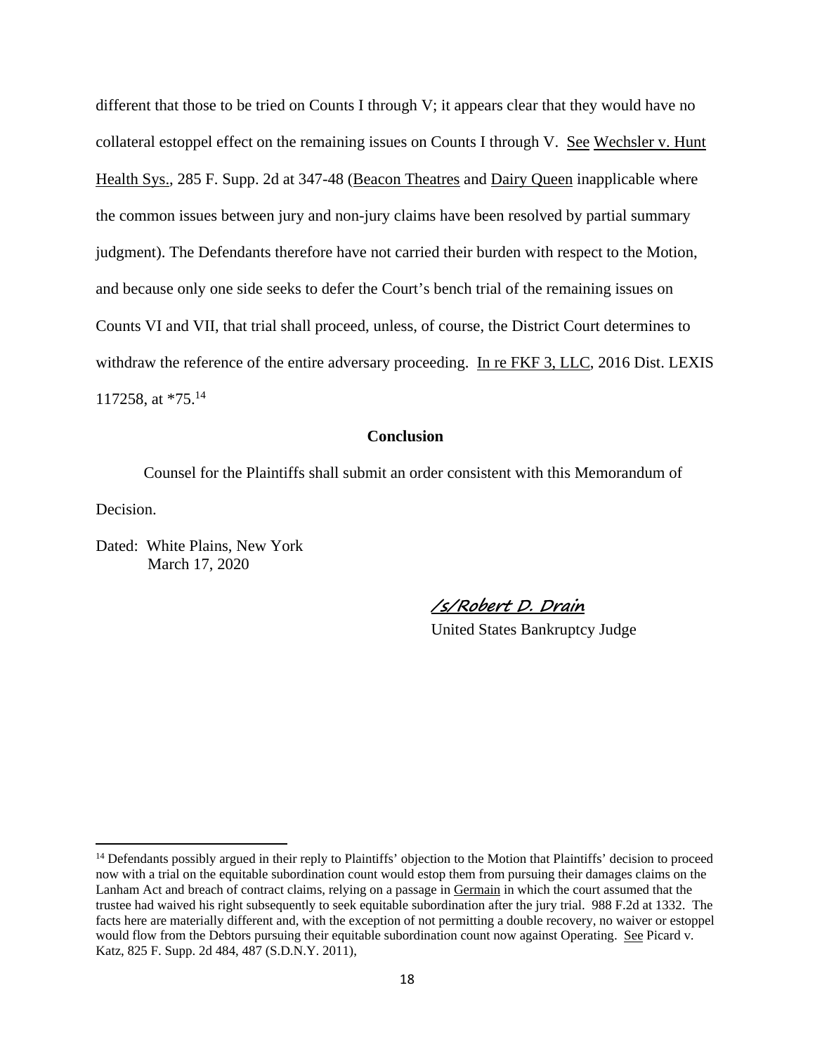different that those to be tried on Counts I through V; it appears clear that they would have no collateral estoppel effect on the remaining issues on Counts I through V. See Wechsler v. Hunt Health Sys., 285 F. Supp. 2d at 347-48 (Beacon Theatres and Dairy Queen inapplicable where the common issues between jury and non-jury claims have been resolved by partial summary judgment). The Defendants therefore have not carried their burden with respect to the Motion, and because only one side seeks to defer the Court's bench trial of the remaining issues on Counts VI and VII, that trial shall proceed, unless, of course, the District Court determines to withdraw the reference of the entire adversary proceeding. In re FKF 3, LLC, 2016 Dist. LEXIS 117258, at *75.[14]

**Conclusion**

Counsel for the Plaintiffs shall submit an order consistent with this Memorandum of Decision.

Dated: White Plains, New York
March 17, 2020

/s/Robert D. Drain
United States Bankruptcy Judge

---

[14] Defendants possibly argued in their reply to Plaintiffs' objection to the Motion that Plaintiffs' decision to proceed now with a trial on the equitable subordination count would estop them from pursuing their damages claims on the Lanham Act and breach of contract claims, relying on a passage in Germain in which the court assumed that the trustee had waived his right subsequently to seek equitable subordination after the jury trial. 988 F.2d at 1332. The facts here are materially different and, with the exception of not permitting a double recovery, no waiver or estoppel would flow from the Debtors pursuing their equitable subordination count now against Operating. See Picard v. Katz, 825 F. Supp. 2d 484, 487 (S.D.N.Y. 2011),